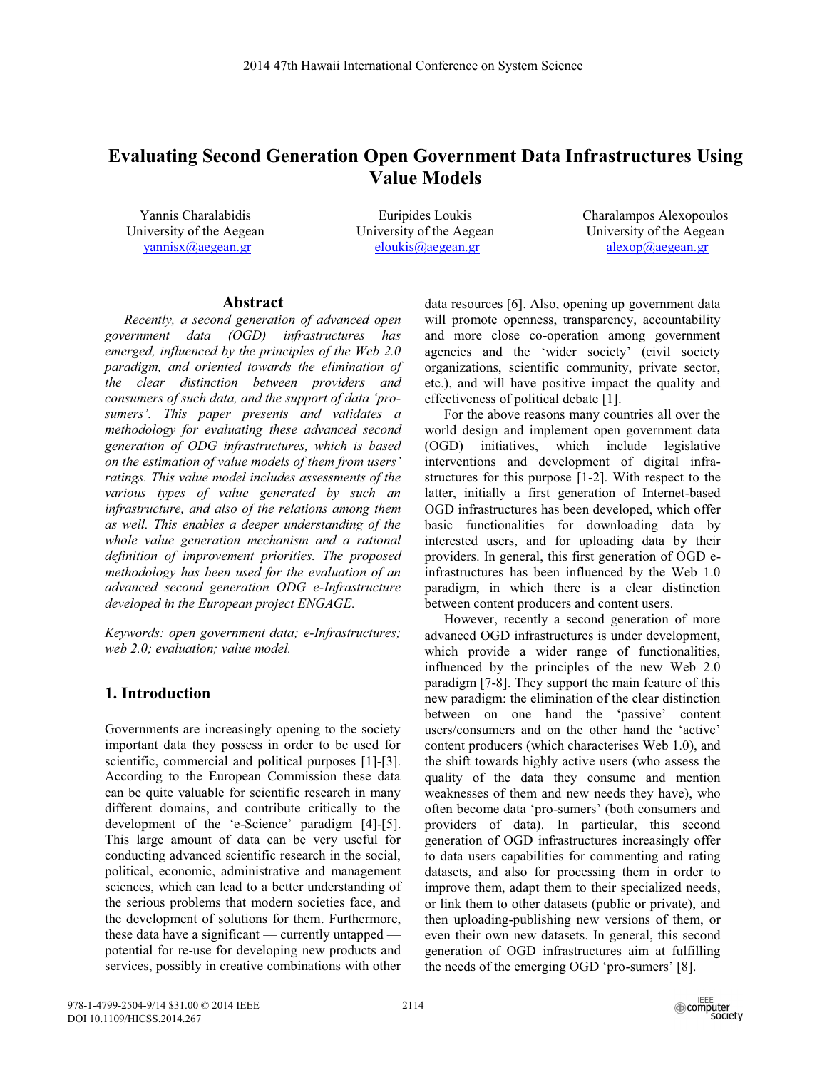# Evaluating Second Generation Open Government Data Infrastructures Using Value Models

Yannis Charalabidis
University of the Aegean
yannisx@aegean.gr

Euripides Loukis
University of the Aegean
eloukis@aegean.gr

Charalampos Alexopoulos
University of the Aegean
alexop@aegean.gr

## Abstract

*Recently, a second generation of advanced open government data (OGD) infrastructures has emerged, influenced by the principles of the Web 2.0 paradigm, and oriented towards the elimination of the clear distinction between providers and consumers of such data, and the support of data 'pro-sumers'. This paper presents and validates a methodology for evaluating these advanced second generation of ODG infrastructures, which is based on the estimation of value models of them from users' ratings. This value model includes assessments of the various types of value generated by such an infrastructure, and also of the relations among them as well. This enables a deeper understanding of the whole value generation mechanism and a rational definition of improvement priorities. The proposed methodology has been used for the evaluation of an advanced second generation ODG e-Infrastructure developed in the European project ENGAGE.*

*Keywords: open government data; e-Infrastructures; web 2.0; evaluation; value model.*

## 1. Introduction

Governments are increasingly opening to the society important data they possess in order to be used for scientific, commercial and political purposes [1]-[3]. According to the European Commission these data can be quite valuable for scientific research in many different domains, and contribute critically to the development of the 'e-Science' paradigm [4]-[5]. This large amount of data can be very useful for conducting advanced scientific research in the social, political, economic, administrative and management sciences, which can lead to a better understanding of the serious problems that modern societies face, and the development of solutions for them. Furthermore, these data have a significant — currently untapped — potential for re-use for developing new products and services, possibly in creative combinations with other data resources [6]. Also, opening up government data will promote openness, transparency, accountability and more close co-operation among government agencies and the 'wider society' (civil society organizations, scientific community, private sector, etc.), and will have positive impact the quality and effectiveness of political debate [1].

For the above reasons many countries all over the world design and implement open government data (OGD) initiatives, which include legislative interventions and development of digital infrastructures for this purpose [1-2]. With respect to the latter, initially a first generation of Internet-based OGD infrastructures has been developed, which offer basic functionalities for downloading data by interested users, and for uploading data by their providers. In general, this first generation of OGD e-infrastructures has been influenced by the Web 1.0 paradigm, in which there is a clear distinction between content producers and content users.

However, recently a second generation of more advanced OGD infrastructures is under development, which provide a wider range of functionalities, influenced by the principles of the new Web 2.0 paradigm [7-8]. They support the main feature of this new paradigm: the elimination of the clear distinction between on one hand the 'passive' content users/consumers and on the other hand the 'active' content producers (which characterises Web 1.0), and the shift towards highly active users (who assess the quality of the data they consume and mention weaknesses of them and new needs they have), who often become data 'pro-sumers' (both consumers and providers of data). In particular, this second generation of OGD infrastructures increasingly offer to data users capabilities for commenting and rating datasets, and also for processing them in order to improve them, adapt them to their specialized needs, or link them to other datasets (public or private), and then uploading-publishing new versions of them, or even their own new datasets. In general, this second generation of OGD infrastructures aim at fulfilling the needs of the emerging OGD 'pro-sumers' [8].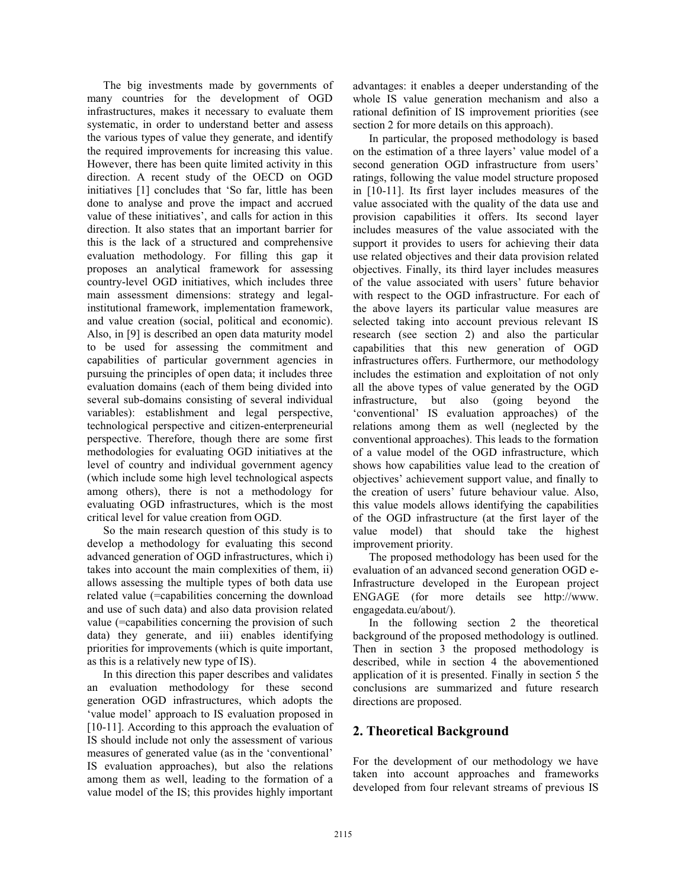The big investments made by governments of many countries for the development of OGD infrastructures, makes it necessary to evaluate them systematic, in order to understand better and assess the various types of value they generate, and identify the required improvements for increasing this value. However, there has been quite limited activity in this direction. A recent study of the OECD on OGD initiatives [1] concludes that 'So far, little has been done to analyse and prove the impact and accrued value of these initiatives', and calls for action in this direction. It also states that an important barrier for this is the lack of a structured and comprehensive evaluation methodology. For filling this gap it proposes an analytical framework for assessing country-level OGD initiatives, which includes three main assessment dimensions: strategy and legal-institutional framework, implementation framework, and value creation (social, political and economic). Also, in [9] is described an open data maturity model to be used for assessing the commitment and capabilities of particular government agencies in pursuing the principles of open data; it includes three evaluation domains (each of them being divided into several sub-domains consisting of several individual variables): establishment and legal perspective, technological perspective and citizen-enterpreneurial perspective. Therefore, though there are some first methodologies for evaluating OGD initiatives at the level of country and individual government agency (which include some high level technological aspects among others), there is not a methodology for evaluating OGD infrastructures, which is the most critical level for value creation from OGD.

So the main research question of this study is to develop a methodology for evaluating this second advanced generation of OGD infrastructures, which i) takes into account the main complexities of them, ii) allows assessing the multiple types of both data use related value (=capabilities concerning the download and use of such data) and also data provision related value (=capabilities concerning the provision of such data) they generate, and iii) enables identifying priorities for improvements (which is quite important, as this is a relatively new type of IS).

In this direction this paper describes and validates an evaluation methodology for these second generation OGD infrastructures, which adopts the 'value model' approach to IS evaluation proposed in [10-11]. According to this approach the evaluation of IS should include not only the assessment of various measures of generated value (as in the 'conventional' IS evaluation approaches), but also the relations among them as well, leading to the formation of a value model of the IS; this provides highly important advantages: it enables a deeper understanding of the whole IS value generation mechanism and also a rational definition of IS improvement priorities (see section 2 for more details on this approach).

In particular, the proposed methodology is based on the estimation of a three layers' value model of a second generation OGD infrastructure from users' ratings, following the value model structure proposed in [10-11]. Its first layer includes measures of the value associated with the quality of the data use and provision capabilities it offers. Its second layer includes measures of the value associated with the support it provides to users for achieving their data use related objectives and their data provision related objectives. Finally, its third layer includes measures of the value associated with users' future behavior with respect to the OGD infrastructure. For each of the above layers its particular value measures are selected taking into account previous relevant IS research (see section 2) and also the particular capabilities that this new generation of OGD infrastructures offers. Furthermore, our methodology includes the estimation and exploitation of not only all the above types of value generated by the OGD infrastructure, but also (going beyond the 'conventional' IS evaluation approaches) of the relations among them as well (neglected by the conventional approaches). This leads to the formation of a value model of the OGD infrastructure, which shows how capabilities value lead to the creation of objectives' achievement support value, and finally to the creation of users' future behaviour value. Also, this value models allows identifying the capabilities of the OGD infrastructure (at the first layer of the value model) that should take the highest improvement priority.

The proposed methodology has been used for the evaluation of an advanced second generation OGD e-Infrastructure developed in the European project ENGAGE (for more details see http://www.engagedata.eu/about/).

In the following section 2 the theoretical background of the proposed methodology is outlined. Then in section 3 the proposed methodology is described, while in section 4 the abovementioned application of it is presented. Finally in section 5 the conclusions are summarized and future research directions are proposed.

## 2. Theoretical Background

For the development of our methodology we have taken into account approaches and frameworks developed from four relevant streams of previous IS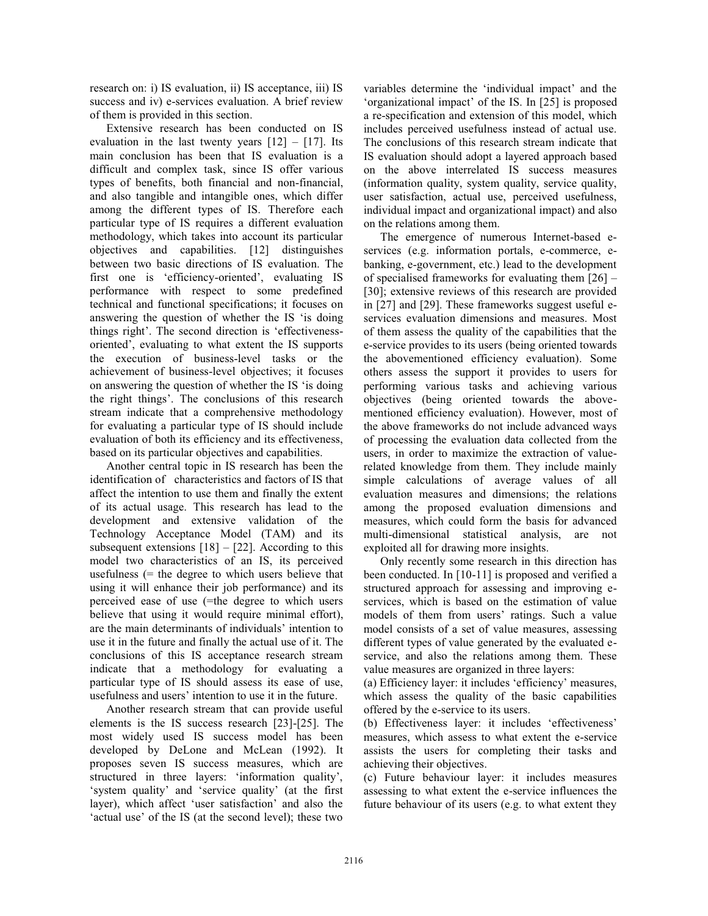research on: i) IS evaluation, ii) IS acceptance, iii) IS success and iv) e-services evaluation. A brief review of them is provided in this section.

Extensive research has been conducted on IS evaluation in the last twenty years [12] – [17]. Its main conclusion has been that IS evaluation is a difficult and complex task, since IS offer various types of benefits, both financial and non-financial, and also tangible and intangible ones, which differ among the different types of IS. Therefore each particular type of IS requires a different evaluation methodology, which takes into account its particular objectives and capabilities. [12] distinguishes between two basic directions of IS evaluation. The first one is 'efficiency-oriented', evaluating IS performance with respect to some predefined technical and functional specifications; it focuses on answering the question of whether the IS 'is doing things right'. The second direction is 'effectiveness-oriented', evaluating to what extent the IS supports the execution of business-level tasks or the achievement of business-level objectives; it focuses on answering the question of whether the IS 'is doing the right things'. The conclusions of this research stream indicate that a comprehensive methodology for evaluating a particular type of IS should include evaluation of both its efficiency and its effectiveness, based on its particular objectives and capabilities.

Another central topic in IS research has been the identification of characteristics and factors of IS that affect the intention to use them and finally the extent of its actual usage. This research has lead to the development and extensive validation of the Technology Acceptance Model (TAM) and its subsequent extensions [18] – [22]. According to this model two characteristics of an IS, its perceived usefulness (= the degree to which users believe that using it will enhance their job performance) and its perceived ease of use (=the degree to which users believe that using it would require minimal effort), are the main determinants of individuals' intention to use it in the future and finally the actual use of it. The conclusions of this IS acceptance research stream indicate that a methodology for evaluating a particular type of IS should assess its ease of use, usefulness and users' intention to use it in the future.

Another research stream that can provide useful elements is the IS success research [23]-[25]. The most widely used IS success model has been developed by DeLone and McLean (1992). It proposes seven IS success measures, which are structured in three layers: 'information quality', 'system quality' and 'service quality' (at the first layer), which affect 'user satisfaction' and also the 'actual use' of the IS (at the second level); these two variables determine the 'individual impact' and the 'organizational impact' of the IS. In [25] is proposed a re-specification and extension of this model, which includes perceived usefulness instead of actual use. The conclusions of this research stream indicate that IS evaluation should adopt a layered approach based on the above interrelated IS success measures (information quality, system quality, service quality, user satisfaction, actual use, perceived usefulness, individual impact and organizational impact) and also on the relations among them.

The emergence of numerous Internet-based e-services (e.g. information portals, e-commerce, e-banking, e-government, etc.) lead to the development of specialised frameworks for evaluating them [26] – [30]; extensive reviews of this research are provided in [27] and [29]. These frameworks suggest useful e-services evaluation dimensions and measures. Most of them assess the quality of the capabilities that the e-service provides to its users (being oriented towards the abovementioned efficiency evaluation). Some others assess the support it provides to users for performing various tasks and achieving various objectives (being oriented towards the above-mentioned efficiency evaluation). However, most of the above frameworks do not include advanced ways of processing the evaluation data collected from the users, in order to maximize the extraction of value-related knowledge from them. They include mainly simple calculations of average values of all evaluation measures and dimensions; the relations among the proposed evaluation dimensions and measures, which could form the basis for advanced multi-dimensional statistical analysis, are not exploited all for drawing more insights.

Only recently some research in this direction has been conducted. In [10-11] is proposed and verified a structured approach for assessing and improving e-services, which is based on the estimation of value models of them from users' ratings. Such a value model consists of a set of value measures, assessing different types of value generated by the evaluated e-service, and also the relations among them. These value measures are organized in three layers:

(a) Efficiency layer: it includes 'efficiency' measures, which assess the quality of the basic capabilities offered by the e-service to its users.

(b) Effectiveness layer: it includes 'effectiveness' measures, which assess to what extent the e-service assists the users for completing their tasks and achieving their objectives.

(c) Future behaviour layer: it includes measures assessing to what extent the e-service influences the future behaviour of its users (e.g. to what extent they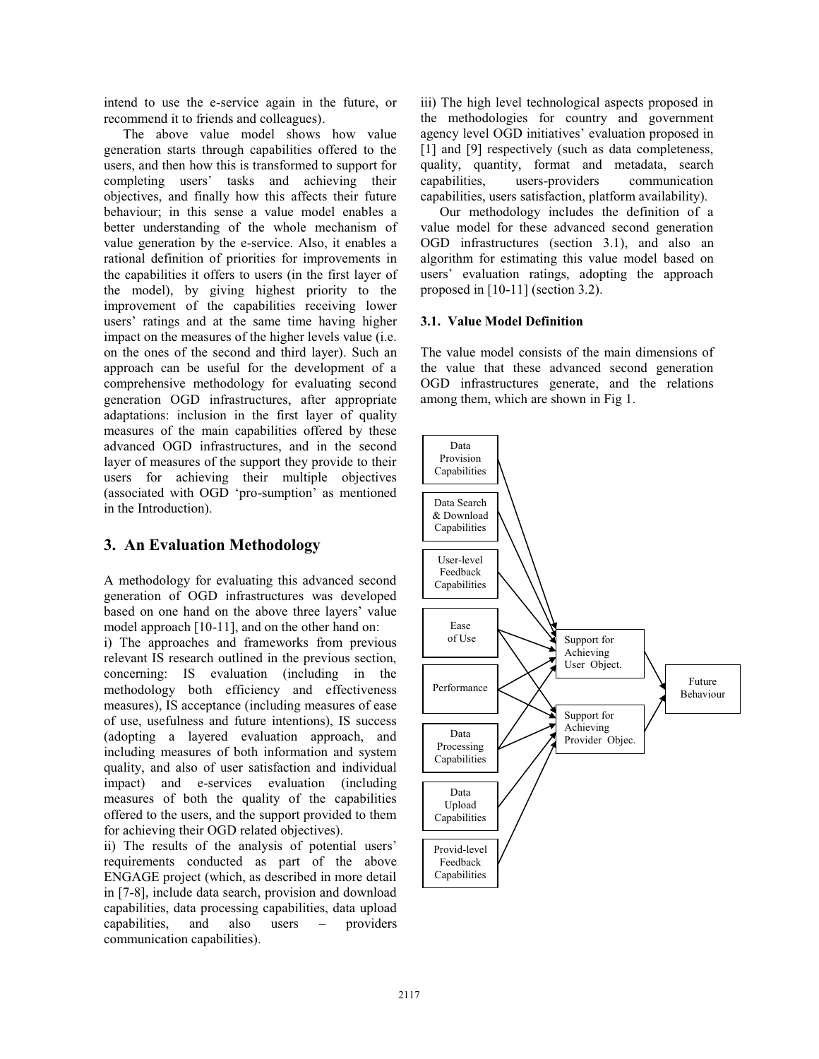intend to use the e-service again in the future, or recommend it to friends and colleagues).

The above value model shows how value generation starts through capabilities offered to the users, and then how this is transformed to support for completing users' tasks and achieving their objectives, and finally how this affects their future behaviour; in this sense a value model enables a better understanding of the whole mechanism of value generation by the e-service. Also, it enables a rational definition of priorities for improvements in the capabilities it offers to users (in the first layer of the model), by giving highest priority to the improvement of the capabilities receiving lower users' ratings and at the same time having higher impact on the measures of the higher levels value (i.e. on the ones of the second and third layer). Such an approach can be useful for the development of a comprehensive methodology for evaluating second generation OGD infrastructures, after appropriate adaptations: inclusion in the first layer of quality measures of the main capabilities offered by these advanced OGD infrastructures, and in the second layer of measures of the support they provide to their users for achieving their multiple objectives (associated with OGD 'pro-sumption' as mentioned in the Introduction).

## 3. An Evaluation Methodology

A methodology for evaluating this advanced second generation of OGD infrastructures was developed based on one hand on the above three layers' value model approach [10-11], and on the other hand on:

i) The approaches and frameworks from previous relevant IS research outlined in the previous section, concerning: IS evaluation (including in the methodology both efficiency and effectiveness measures), IS acceptance (including measures of ease of use, usefulness and future intentions), IS success (adopting a layered evaluation approach, and including measures of both information and system quality, and also of user satisfaction and individual impact) and e-services evaluation (including measures of both the quality of the capabilities offered to the users, and the support provided to them for achieving their OGD related objectives).

ii) The results of the analysis of potential users' requirements conducted as part of the above ENGAGE project (which, as described in more detail in [7-8], include data search, provision and download capabilities, data processing capabilities, data upload capabilities, and also users – providers communication capabilities).

iii) The high level technological aspects proposed in the methodologies for country and government agency level OGD initiatives' evaluation proposed in [1] and [9] respectively (such as data completeness, quality, quantity, format and metadata, search capabilities, users-providers communication capabilities, users satisfaction, platform availability).

Our methodology includes the definition of a value model for these advanced second generation OGD infrastructures (section 3.1), and also an algorithm for estimating this value model based on users' evaluation ratings, adopting the approach proposed in [10-11] (section 3.2).

### 3.1. Value Model Definition

The value model consists of the main dimensions of the value that these advanced second generation OGD infrastructures generate, and the relations among them, which are shown in Fig 1.

Data Provision Capabilities

Data Search & Download Capabilities

User-level Feedback Capabilities

Ease of Use

Performance

Data Processing Capabilities

Data Upload Capabilities

Provid-level Feedback Capabilities

Support for Achieving User Object.

Support for Achieving Provider Objec.

Future Behaviour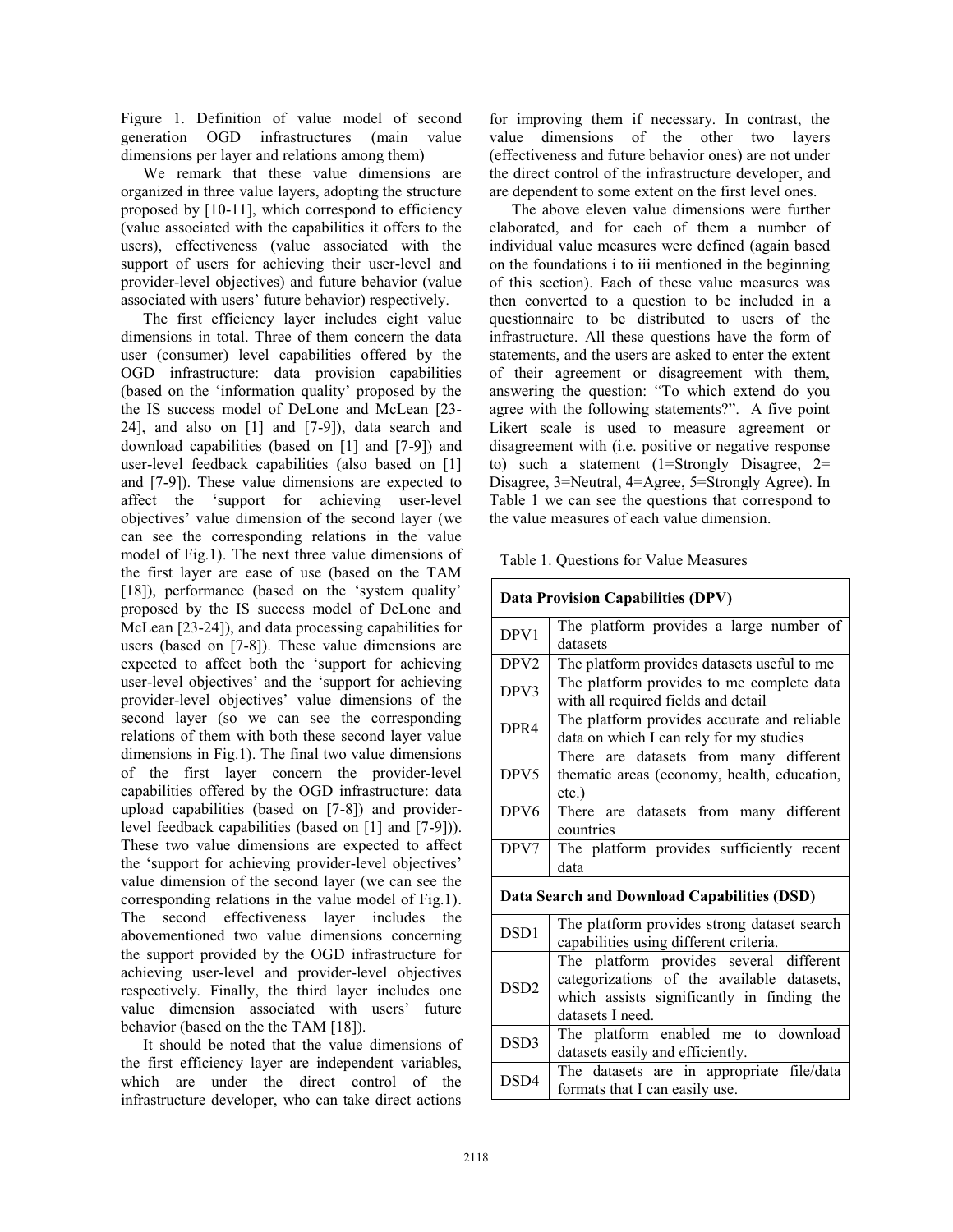Figure 1. Definition of value model of second generation OGD infrastructures (main value dimensions per layer and relations among them)

We remark that these value dimensions are organized in three value layers, adopting the structure proposed by [10-11], which correspond to efficiency (value associated with the capabilities it offers to the users), effectiveness (value associated with the support of users for achieving their user-level and provider-level objectives) and future behavior (value associated with users' future behavior) respectively.

The first efficiency layer includes eight value dimensions in total. Three of them concern the data user (consumer) level capabilities offered by the OGD infrastructure: data provision capabilities (based on the 'information quality' proposed by the the IS success model of DeLone and McLean [23-24], and also on [1] and [7-9]), data search and download capabilities (based on [1] and [7-9]) and user-level feedback capabilities (also based on [1] and [7-9]). These value dimensions are expected to affect the 'support for achieving user-level objectives' value dimension of the second layer (we can see the corresponding relations in the value model of Fig.1). The next three value dimensions of the first layer are ease of use (based on the TAM [18]), performance (based on the 'system quality' proposed by the IS success model of DeLone and McLean [23-24]), and data processing capabilities for users (based on [7-8]). These value dimensions are expected to affect both the 'support for achieving user-level objectives' and the 'support for achieving provider-level objectives' value dimensions of the second layer (so we can see the corresponding relations of them with both these second layer value dimensions in Fig.1). The final two value dimensions of the first layer concern the provider-level capabilities offered by the OGD infrastructure: data upload capabilities (based on [7-8]) and provider-level feedback capabilities (based on [1] and [7-9])). These two value dimensions are expected to affect the 'support for achieving provider-level objectives' value dimension of the second layer (we can see the corresponding relations in the value model of Fig.1). The second effectiveness layer includes the abovementioned two value dimensions concerning the support provided by the OGD infrastructure for achieving user-level and provider-level objectives respectively. Finally, the third layer includes one value dimension associated with users' future behavior (based on the the TAM [18]).

It should be noted that the value dimensions of the first efficiency layer are independent variables, which are under the direct control of the infrastructure developer, who can take direct actions for improving them if necessary. In contrast, the value dimensions of the other two layers (effectiveness and future behavior ones) are not under the direct control of the infrastructure developer, and are dependent to some extent on the first level ones.

The above eleven value dimensions were further elaborated, and for each of them a number of individual value measures were defined (again based on the foundations i to iii mentioned in the beginning of this section). Each of these value measures was then converted to a question to be included in a questionnaire to be distributed to users of the infrastructure. All these questions have the form of statements, and the users are asked to enter the extent of their agreement or disagreement with them, answering the question: "To which extend do you agree with the following statements?". A five point Likert scale is used to measure agreement or disagreement with (i.e. positive or negative response to) such a statement (1=Strongly Disagree, 2= Disagree, 3=Neutral, 4=Agree, 5=Strongly Agree). In Table 1 we can see the questions that correspond to the value measures of each value dimension.

Table 1. Questions for Value Measures

| **Data Provision Capabilities (DPV)** | |
|---|---|
| DPV1 | The platform provides a large number of datasets |
| DPV2 | The platform provides datasets useful to me |
| DPV3 | The platform provides to me complete data with all required fields and detail |
| DPR4 | The platform provides accurate and reliable data on which I can rely for my studies |
| DPV5 | There are datasets from many different thematic areas (economy, health, education, etc.) |
| DPV6 | There are datasets from many different countries |
| DPV7 | The platform provides sufficiently recent data |
| **Data Search and Download Capabilities (DSD)** | |
| DSD1 | The platform provides strong dataset search capabilities using different criteria. |
| DSD2 | The platform provides several different categorizations of the available datasets, which assists significantly in finding the datasets I need. |
| DSD3 | The platform enabled me to download datasets easily and efficiently. |
| DSD4 | The datasets are in appropriate file/data formats that I can easily use. |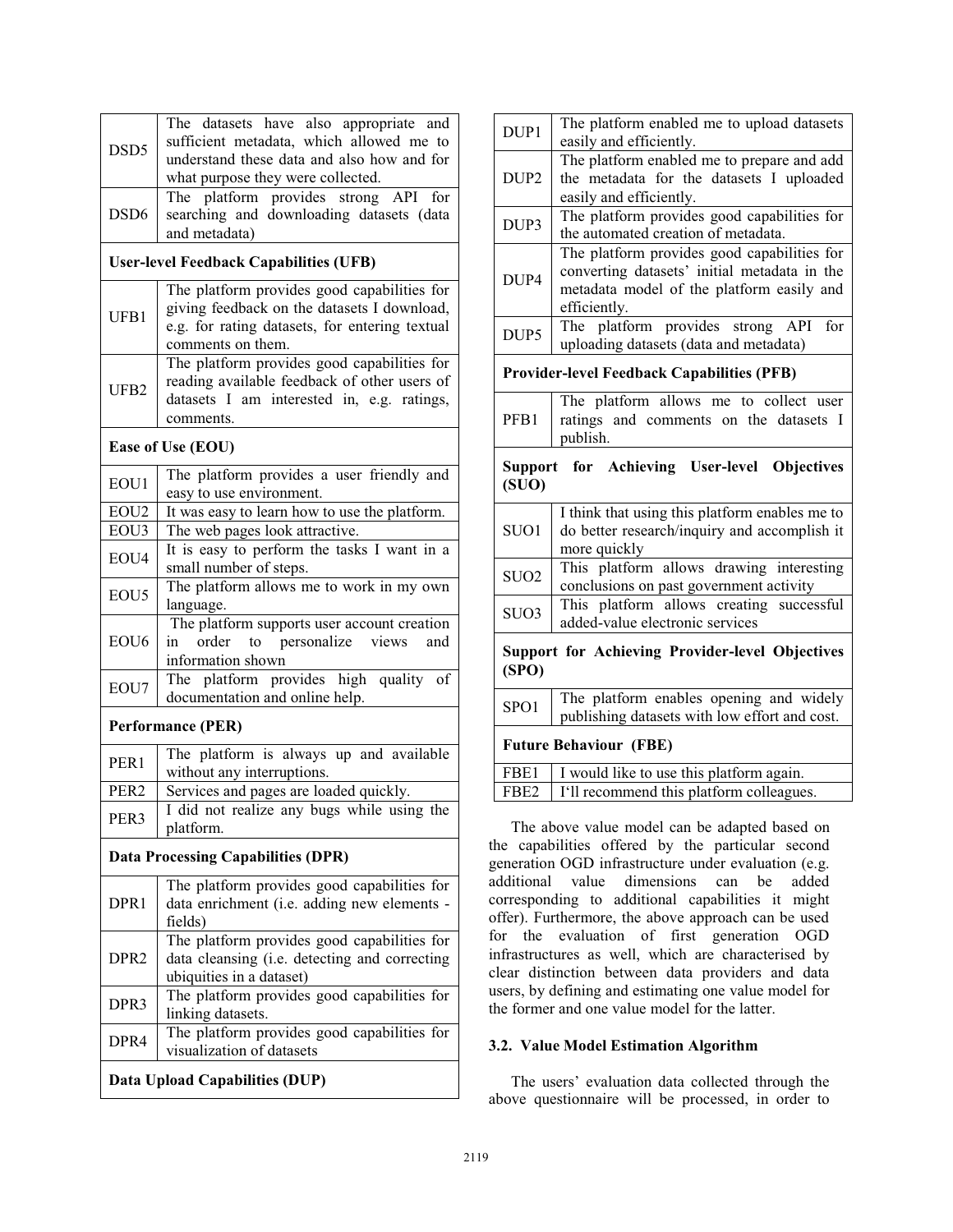| | |
|---|---|
| DSD5 | The datasets have also appropriate and sufficient metadata, which allowed me to understand these data and also how and for what purpose they were collected. |
| DSD6 | The platform provides strong API for searching and downloading datasets (data and metadata) |
| **User-level Feedback Capabilities (UFB)** | |
| UFB1 | The platform provides good capabilities for giving feedback on the datasets I download, e.g. for rating datasets, for entering textual comments on them. |
| UFB2 | The platform provides good capabilities for reading available feedback of other users of datasets I am interested in, e.g. ratings, comments. |
| **Ease of Use (EOU)** | |
| EOU1 | The platform provides a user friendly and easy to use environment. |
| EOU2 | It was easy to learn how to use the platform. |
| EOU3 | The web pages look attractive. |
| EOU4 | It is easy to perform the tasks I want in a small number of steps. |
| EOU5 | The platform allows me to work in my own language. |
| EOU6 | The platform supports user account creation in order to personalize views and information shown |
| EOU7 | The platform provides high quality of documentation and online help. |
| **Performance (PER)** | |
| PER1 | The platform is always up and available without any interruptions. |
| PER2 | Services and pages are loaded quickly. |
| PER3 | I did not realize any bugs while using the platform. |
| **Data Processing Capabilities (DPR)** | |
| DPR1 | The platform provides good capabilities for data enrichment (i.e. adding new elements - fields) |
| DPR2 | The platform provides good capabilities for data cleansing (i.e. detecting and correcting ubiquities in a dataset) |
| DPR3 | The platform provides good capabilities for linking datasets. |
| DPR4 | The platform provides good capabilities for visualization of datasets |
| **Data Upload Capabilities (DUP)** | |
| DUP1 | The platform enabled me to upload datasets easily and efficiently. |
| DUP2 | The platform enabled me to prepare and add the metadata for the datasets I uploaded easily and efficiently. |
| DUP3 | The platform provides good capabilities for the automated creation of metadata. |
| DUP4 | The platform provides good capabilities for converting datasets' initial metadata in the metadata model of the platform easily and efficiently. |
| DUP5 | The platform provides strong API for uploading datasets (data and metadata) |
| **Provider-level Feedback Capabilities (PFB)** | |
| PFB1 | The platform allows me to collect user ratings and comments on the datasets I publish. |
| **Support for Achieving User-level Objectives (SUO)** | |
| SUO1 | I think that using this platform enables me to do better research/inquiry and accomplish it more quickly |
| SUO2 | This platform allows drawing interesting conclusions on past government activity |
| SUO3 | This platform allows creating successful added-value electronic services |
| **Support for Achieving Provider-level Objectives (SPO)** | |
| SPO1 | The platform enables opening and widely publishing datasets with low effort and cost. |
| **Future Behaviour (FBE)** | |
| FBE1 | I would like to use this platform again. |
| FBE2 | I'll recommend this platform colleagues. |

The above value model can be adapted based on the capabilities offered by the particular second generation OGD infrastructure under evaluation (e.g. additional value dimensions can be added corresponding to additional capabilities it might offer). Furthermore, the above approach can be used for the evaluation of first generation OGD infrastructures as well, which are characterised by clear distinction between data providers and data users, by defining and estimating one value model for the former and one value model for the latter.

### 3.2. Value Model Estimation Algorithm

The users' evaluation data collected through the above questionnaire will be processed, in order to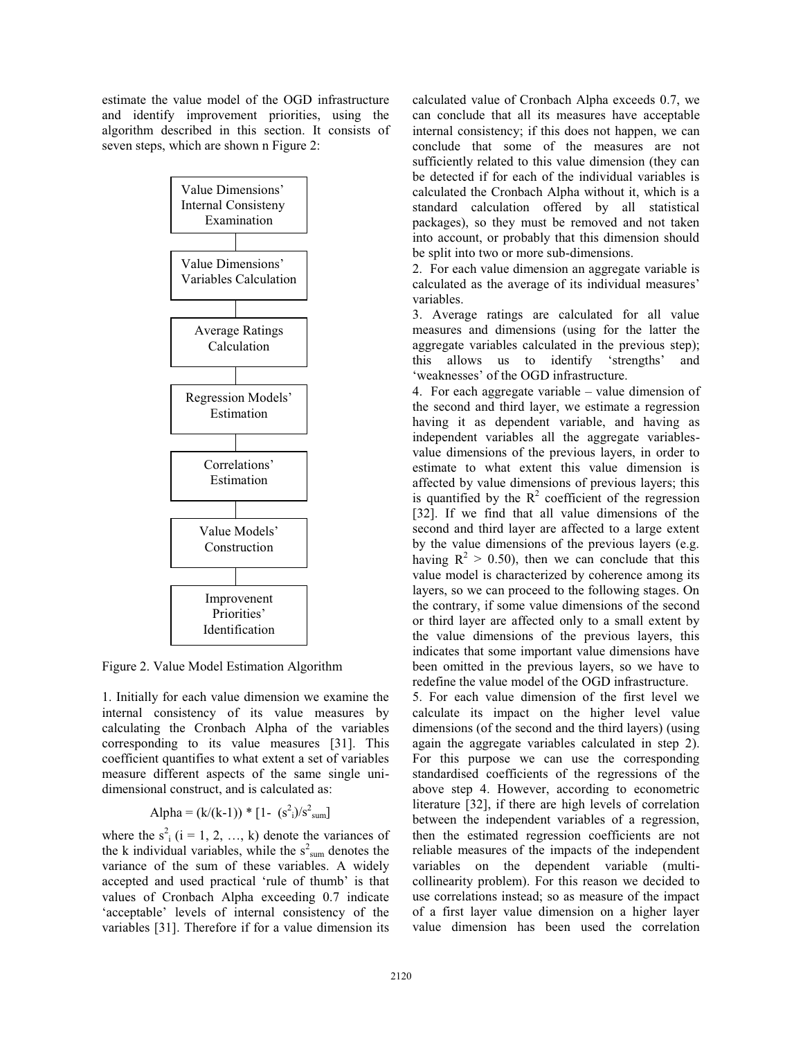estimate the value model of the OGD infrastructure and identify improvement priorities, using the algorithm described in this section. It consists of seven steps, which are shown n Figure 2:

Value Dimensions' Internal Consisteny Examination

Value Dimensions' Variables Calculation

Average Ratings Calculation

Regression Models' Estimation

Correlations' Estimation

Value Models' Construction

Improvenent Priorities' Identification

Figure 2. Value Model Estimation Algorithm

1. Initially for each value dimension we examine the internal consistency of its value measures by calculating the Cronbach Alpha of the variables corresponding to its value measures [31]. This coefficient quantifies to what extent a set of variables measure different aspects of the same single uni-dimensional construct, and is calculated as:

$$\text{Alpha} = (k/(k-1)) * [1- (s^2_i)/s^2_{sum}]$$

where the $s^2_i$ ($i = 1, 2, \ldots, k$) denote the variances of the k individual variables, while the $s^2_{sum}$ denotes the variance of the sum of these variables. A widely accepted and used practical 'rule of thumb' is that values of Cronbach Alpha exceeding 0.7 indicate 'acceptable' levels of internal consistency of the variables [31]. Therefore if for a value dimension its calculated value of Cronbach Alpha exceeds 0.7, we can conclude that all its measures have acceptable internal consistency; if this does not happen, we can conclude that some of the measures are not sufficiently related to this value dimension (they can be detected if for each of the individual variables is calculated the Cronbach Alpha without it, which is a standard calculation offered by all statistical packages), so they must be removed and not taken into account, or probably that this dimension should be split into two or more sub-dimensions.

2. For each value dimension an aggregate variable is calculated as the average of its individual measures' variables.

3. Average ratings are calculated for all value measures and dimensions (using for the latter the aggregate variables calculated in the previous step); this allows us to identify 'strengths' and 'weaknesses' of the OGD infrastructure.

4. For each aggregate variable – value dimension of the second and third layer, we estimate a regression having it as dependent variable, and having as independent variables all the aggregate variables-value dimensions of the previous layers, in order to estimate to what extent this value dimension is affected by value dimensions of previous layers; this is quantified by the $R^2$ coefficient of the regression [32]. If we find that all value dimensions of the second and third layer are affected to a large extent by the value dimensions of the previous layers (e.g. having $R^2 > 0.50$), then we can conclude that this value model is characterized by coherence among its layers, so we can proceed to the following stages. On the contrary, if some value dimensions of the second or third layer are affected only to a small extent by the value dimensions of the previous layers, this indicates that some important value dimensions have been omitted in the previous layers, so we have to redefine the value model of the OGD infrastructure.

5. For each value dimension of the first level we calculate its impact on the higher level value dimensions (of the second and the third layers) (using again the aggregate variables calculated in step 2). For this purpose we can use the corresponding standardised coefficients of the regressions of the above step 4. However, according to econometric literature [32], if there are high levels of correlation between the independent variables of a regression, then the estimated regression coefficients are not reliable measures of the impacts of the independent variables on the dependent variable (multi-collinearity problem). For this reason we decided to use correlations instead; so as measure of the impact of a first layer value dimension on a higher layer value dimension has been used the correlation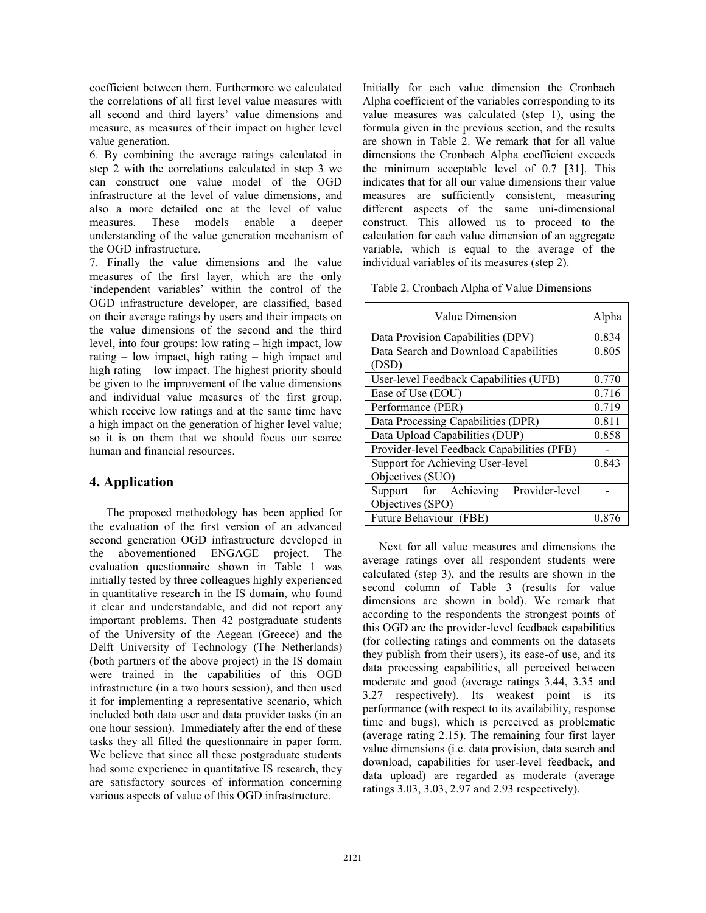coefficient between them. Furthermore we calculated the correlations of all first level value measures with all second and third layers' value dimensions and measure, as measures of their impact on higher level value generation.

6. By combining the average ratings calculated in step 2 with the correlations calculated in step 3 we can construct one value model of the OGD infrastructure at the level of value dimensions, and also a more detailed one at the level of value measures. These models enable a deeper understanding of the value generation mechanism of the OGD infrastructure.

7. Finally the value dimensions and the value measures of the first layer, which are the only 'independent variables' within the control of the OGD infrastructure developer, are classified, based on their average ratings by users and their impacts on the value dimensions of the second and the third level, into four groups: low rating – high impact, low rating – low impact, high rating – high impact and high rating – low impact. The highest priority should be given to the improvement of the value dimensions and individual value measures of the first group, which receive low ratings and at the same time have a high impact on the generation of higher level value; so it is on them that we should focus our scarce human and financial resources.

## 4. Application

The proposed methodology has been applied for the evaluation of the first version of an advanced second generation OGD infrastructure developed in the abovementioned ENGAGE project. The evaluation questionnaire shown in Table 1 was initially tested by three colleagues highly experienced in quantitative research in the IS domain, who found it clear and understandable, and did not report any important problems. Then 42 postgraduate students of the University of the Aegean (Greece) and the Delft University of Technology (The Netherlands) (both partners of the above project) in the IS domain were trained in the capabilities of this OGD infrastructure (in a two hours session), and then used it for implementing a representative scenario, which included both data user and data provider tasks (in an one hour session). Immediately after the end of these tasks they all filled the questionnaire in paper form. We believe that since all these postgraduate students had some experience in quantitative IS research, they are satisfactory sources of information concerning various aspects of value of this OGD infrastructure.

Initially for each value dimension the Cronbach Alpha coefficient of the variables corresponding to its value measures was calculated (step 1), using the formula given in the previous section, and the results are shown in Table 2. We remark that for all value dimensions the Cronbach Alpha coefficient exceeds the minimum acceptable level of 0.7 [31]. This indicates that for all our value dimensions their value measures are sufficiently consistent, measuring different aspects of the same uni-dimensional construct. This allowed us to proceed to the calculation for each value dimension of an aggregate variable, which is equal to the average of the individual variables of its measures (step 2).

Table 2. Cronbach Alpha of Value Dimensions

| Value Dimension | Alpha |
|---|---|
| Data Provision Capabilities (DPV) | 0.834 |
| Data Search and Download Capabilities (DSD) | 0.805 |
| User-level Feedback Capabilities (UFB) | 0.770 |
| Ease of Use (EOU) | 0.716 |
| Performance (PER) | 0.719 |
| Data Processing Capabilities (DPR) | 0.811 |
| Data Upload Capabilities (DUP) | 0.858 |
| Provider-level Feedback Capabilities (PFB) | - |
| Support for Achieving User-level Objectives (SUO) | 0.843 |
| Support for Achieving Provider-level Objectives (SPO) | - |
| Future Behaviour (FBE) | 0.876 |

Next for all value measures and dimensions the average ratings over all respondent students were calculated (step 3), and the results are shown in the second column of Table 3 (results for value dimensions are shown in bold). We remark that according to the respondents the strongest points of this OGD are the provider-level feedback capabilities (for collecting ratings and comments on the datasets they publish from their users), its ease-of use, and its data processing capabilities, all perceived between moderate and good (average ratings 3.44, 3.35 and 3.27 respectively). Its weakest point is its performance (with respect to its availability, response time and bugs), which is perceived as problematic (average rating 2.15). The remaining four first layer value dimensions (i.e. data provision, data search and download, capabilities for user-level feedback, and data upload) are regarded as moderate (average ratings 3.03, 3.03, 2.97 and 2.93 respectively).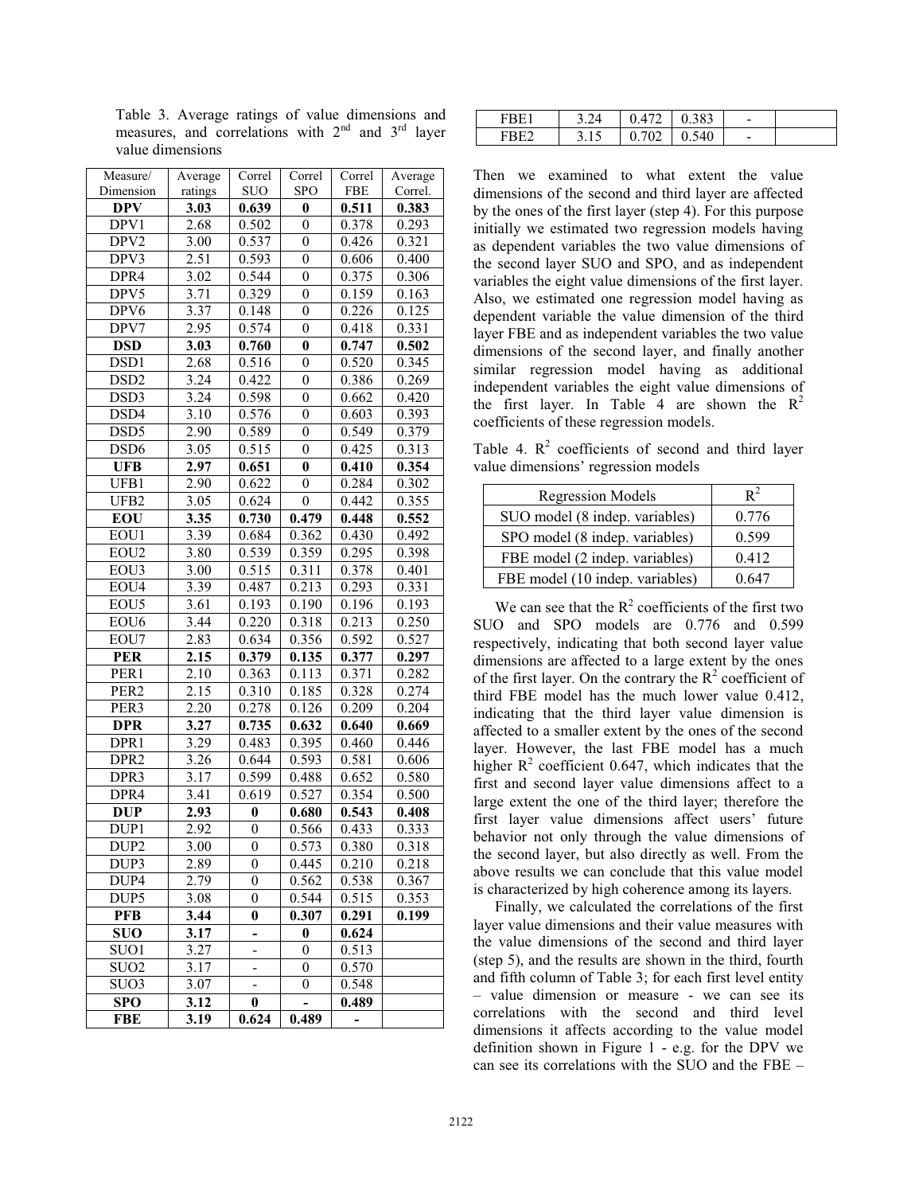Table 3. Average ratings of value dimensions and measures, and correlations with 2nd and 3rd layer value dimensions

| Measure/ Dimension | Average ratings | Correl SUO | Correl SPO | Correl FBE | Average Correl. |
|---|---|---|---|---|---|
| **DPV** | **3.03** | **0.639** | **0** | **0.511** | **0.383** |
| DPV1 | 2.68 | 0.502 | 0 | 0.378 | 0.293 |
| DPV2 | 3.00 | 0.537 | 0 | 0.426 | 0.321 |
| DPV3 | 2.51 | 0.593 | 0 | 0.606 | 0.400 |
| DPR4 | 3.02 | 0.544 | 0 | 0.375 | 0.306 |
| DPV5 | 3.71 | 0.329 | 0 | 0.159 | 0.163 |
| DPV6 | 3.37 | 0.148 | 0 | 0.226 | 0.125 |
| DPV7 | 2.95 | 0.574 | 0 | 0.418 | 0.331 |
| **DSD** | **3.03** | **0.760** | **0** | **0.747** | **0.502** |
| DSD1 | 2.68 | 0.516 | 0 | 0.520 | 0.345 |
| DSD2 | 3.24 | 0.422 | 0 | 0.386 | 0.269 |
| DSD3 | 3.24 | 0.598 | 0 | 0.662 | 0.420 |
| DSD4 | 3.10 | 0.576 | 0 | 0.603 | 0.393 |
| DSD5 | 2.90 | 0.589 | 0 | 0.549 | 0.379 |
| DSD6 | 3.05 | 0.515 | 0 | 0.425 | 0.313 |
| **UFB** | **2.97** | **0.651** | **0** | **0.410** | **0.354** |
| UFB1 | 2.90 | 0.622 | 0 | 0.284 | 0.302 |
| UFB2 | 3.05 | 0.624 | 0 | 0.442 | 0.355 |
| **EOU** | **3.35** | **0.730** | **0.479** | **0.448** | **0.552** |
| EOU1 | 3.39 | 0.684 | 0.362 | 0.430 | 0.492 |
| EOU2 | 3.80 | 0.539 | 0.359 | 0.295 | 0.398 |
| EOU3 | 3.00 | 0.515 | 0.311 | 0.378 | 0.401 |
| EOU4 | 3.39 | 0.487 | 0.213 | 0.293 | 0.331 |
| EOU5 | 3.61 | 0.193 | 0.190 | 0.196 | 0.193 |
| EOU6 | 3.44 | 0.220 | 0.318 | 0.213 | 0.250 |
| EOU7 | 2.83 | 0.634 | 0.356 | 0.592 | 0.527 |
| **PER** | **2.15** | **0.379** | **0.135** | **0.377** | **0.297** |
| PER1 | 2.10 | 0.363 | 0.113 | 0.371 | 0.282 |
| PER2 | 2.15 | 0.310 | 0.185 | 0.328 | 0.274 |
| PER3 | 2.20 | 0.278 | 0.126 | 0.209 | 0.204 |
| **DPR** | **3.27** | **0.735** | **0.632** | **0.640** | **0.669** |
| DPR1 | 3.29 | 0.483 | 0.395 | 0.460 | 0.446 |
| DPR2 | 3.26 | 0.644 | 0.593 | 0.581 | 0.606 |
| DPR3 | 3.17 | 0.599 | 0.488 | 0.652 | 0.580 |
| DPR4 | 3.41 | 0.619 | 0.527 | 0.354 | 0.500 |
| **DUP** | **2.93** | **0** | **0.680** | **0.543** | **0.408** |
| DUP1 | 2.92 | 0 | 0.566 | 0.433 | 0.333 |
| DUP2 | 3.00 | 0 | 0.573 | 0.380 | 0.318 |
| DUP3 | 2.89 | 0 | 0.445 | 0.210 | 0.218 |
| DUP4 | 2.79 | 0 | 0.562 | 0.538 | 0.367 |
| DUP5 | 3.08 | 0 | 0.544 | 0.515 | 0.353 |
| **PFB** | **3.44** | **0** | **0.307** | **0.291** | **0.199** |
| **SUO** | **3.17** | **-** | **0** | **0.624** | |
| SUO1 | 3.27 | - | 0 | 0.513 | |
| SUO2 | 3.17 | - | 0 | 0.570 | |
| SUO3 | 3.07 | - | 0 | 0.548 | |
| **SPO** | **3.12** | **0** | **-** | **0.489** | |
| **FBE** | **3.19** | **0.624** | **0.489** | **-** | |
| FBE1 | 3.24 | 0.472 | 0.383 | - | |
| FBE2 | 3.15 | 0.702 | 0.540 | - | |

Then we examined to what extent the value dimensions of the second and third layer are affected by the ones of the first layer (step 4). For this purpose initially we estimated two regression models having as dependent variables the two value dimensions of the second layer SUO and SPO, and as independent variables the eight value dimensions of the first layer. Also, we estimated one regression model having as dependent variable the value dimension of the third layer FBE and as independent variables the two value dimensions of the second layer, and finally another similar regression model having as additional independent variables the eight value dimensions of the first layer. In Table 4 are shown the $R^2$ coefficients of these regression models.

Table 4. $R^2$ coefficients of second and third layer value dimensions' regression models

| Regression Models | $R^2$ |
|---|---|
| SUO model (8 indep. variables) | 0.776 |
| SPO model (8 indep. variables) | 0.599 |
| FBE model (2 indep. variables) | 0.412 |
| FBE model (10 indep. variables) | 0.647 |

We can see that the $R^2$ coefficients of the first two SUO and SPO models are 0.776 and 0.599 respectively, indicating that both second layer value dimensions are affected to a large extent by the ones of the first layer. On the contrary the $R^2$ coefficient of third FBE model has the much lower value 0.412, indicating that the third layer value dimension is affected to a smaller extent by the ones of the second layer. However, the last FBE model has a much higher $R^2$ coefficient 0.647, which indicates that the first and second layer value dimensions affect to a large extent the one of the third layer; therefore the first layer value dimensions affect users' future behavior not only through the value dimensions of the second layer, but also directly as well. From the above results we can conclude that this value model is characterized by high coherence among its layers.

Finally, we calculated the correlations of the first layer value dimensions and their value measures with the value dimensions of the second and third layer (step 5), and the results are shown in the third, fourth and fifth column of Table 3; for each first level entity – value dimension or measure - we can see its correlations with the second and third level dimensions it affects according to the value model definition shown in Figure 1 - e.g. for the DPV we can see its correlations with the SUO and the FBE –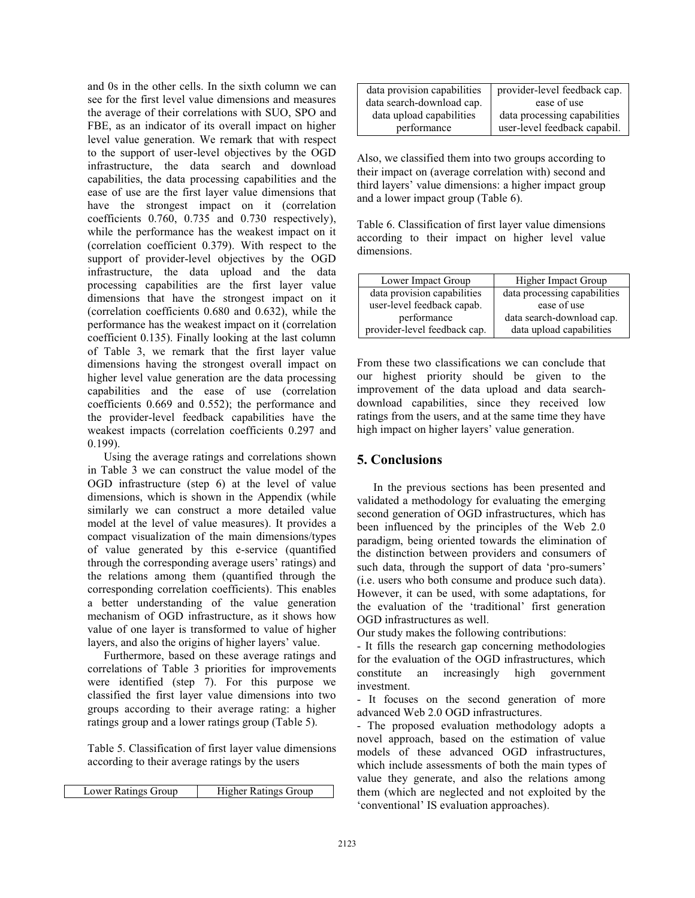and 0s in the other cells. In the sixth column we can see for the first level value dimensions and measures the average of their correlations with SUO, SPO and FBE, as an indicator of its overall impact on higher level value generation. We remark that with respect to the support of user-level objectives by the OGD infrastructure, the data search and download capabilities, the data processing capabilities and the ease of use are the first layer value dimensions that have the strongest impact on it (correlation coefficients 0.760, 0.735 and 0.730 respectively), while the performance has the weakest impact on it (correlation coefficient 0.379). With respect to the support of provider-level objectives by the OGD infrastructure, the data upload and the data processing capabilities are the first layer value dimensions that have the strongest impact on it (correlation coefficients 0.680 and 0.632), while the performance has the weakest impact on it (correlation coefficient 0.135). Finally looking at the last column of Table 3, we remark that the first layer value dimensions having the strongest overall impact on higher level value generation are the data processing capabilities and the ease of use (correlation coefficients 0.669 and 0.552); the performance and the provider-level feedback capabilities have the weakest impacts (correlation coefficients 0.297 and 0.199).

Using the average ratings and correlations shown in Table 3 we can construct the value model of the OGD infrastructure (step 6) at the level of value dimensions, which is shown in the Appendix (while similarly we can construct a more detailed value model at the level of value measures). It provides a compact visualization of the main dimensions/types of value generated by this e-service (quantified through the corresponding average users' ratings) and the relations among them (quantified through the corresponding correlation coefficients). This enables a better understanding of the value generation mechanism of OGD infrastructure, as it shows how value of one layer is transformed to value of higher layers, and also the origins of higher layers' value.

Furthermore, based on these average ratings and correlations of Table 3 priorities for improvements were identified (step 7). For this purpose we classified the first layer value dimensions into two groups according to their average rating: a higher ratings group and a lower ratings group (Table 5).

Table 5. Classification of first layer value dimensions according to their average ratings by the users

| Lower Ratings Group | Higher Ratings Group |
|---|---|
| data provision capabilities | provider-level feedback cap. |
| data search-download cap. | ease of use |
| data upload capabilities | data processing capabilities |
| performance | user-level feedback capabil. |

Also, we classified them into two groups according to their impact on (average correlation with) second and third layers' value dimensions: a higher impact group and a lower impact group (Table 6).

Table 6. Classification of first layer value dimensions according to their impact on higher level value dimensions.

| Lower Impact Group | Higher Impact Group |
|---|---|
| data provision capabilities | data processing capabilities |
| user-level feedback capab. | ease of use |
| performance | data search-download cap. |
| provider-level feedback cap. | data upload capabilities |

From these two classifications we can conclude that our highest priority should be given to the improvement of the data upload and data search-download capabilities, since they received low ratings from the users, and at the same time they have high impact on higher layers' value generation.

## 5. Conclusions

In the previous sections has been presented and validated a methodology for evaluating the emerging second generation of OGD infrastructures, which has been influenced by the principles of the Web 2.0 paradigm, being oriented towards the elimination of the distinction between providers and consumers of such data, through the support of data 'pro-sumers' (i.e. users who both consume and produce such data). However, it can be used, with some adaptations, for the evaluation of the 'traditional' first generation OGD infrastructures as well.

Our study makes the following contributions:

- It fills the research gap concerning methodologies for the evaluation of the OGD infrastructures, which constitute an increasingly high government investment.
- It focuses on the second generation of more advanced Web 2.0 OGD infrastructures.
- The proposed evaluation methodology adopts a novel approach, based on the estimation of value models of these advanced OGD infrastructures, which include assessments of both the main types of value they generate, and also the relations among them (which are neglected and not exploited by the 'conventional' IS evaluation approaches).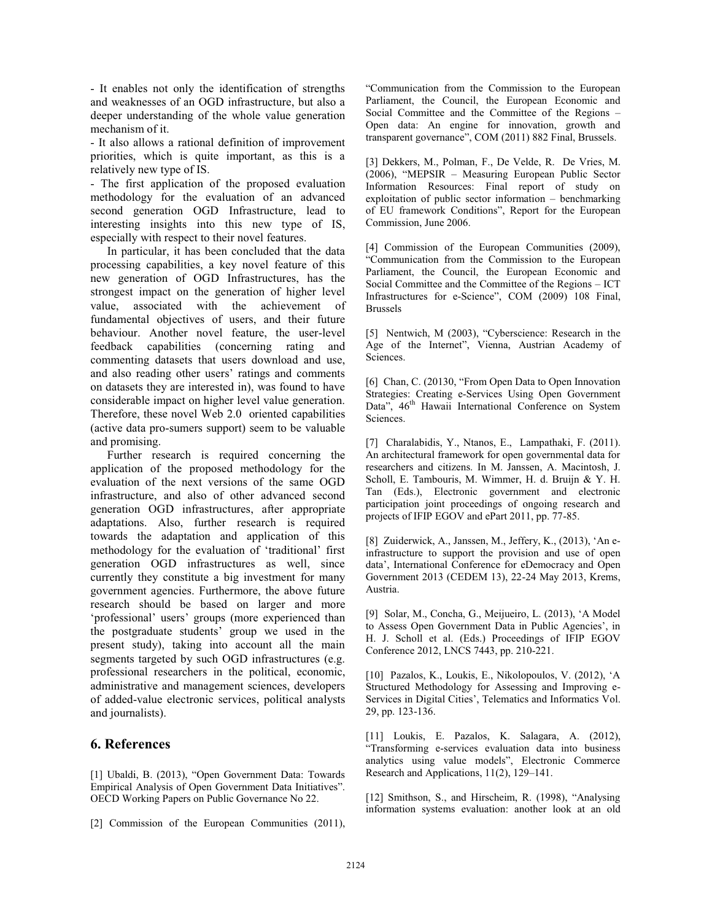- It enables not only the identification of strengths and weaknesses of an OGD infrastructure, but also a deeper understanding of the whole value generation mechanism of it.

- It also allows a rational definition of improvement priorities, which is quite important, as this is a relatively new type of IS.

- The first application of the proposed evaluation methodology for the evaluation of an advanced second generation OGD Infrastructure, lead to interesting insights into this new type of IS, especially with respect to their novel features.

In particular, it has been concluded that the data processing capabilities, a key novel feature of this new generation of OGD Infrastructures, has the strongest impact on the generation of higher level value, associated with the achievement of fundamental objectives of users, and their future behaviour. Another novel feature, the user-level feedback capabilities (concerning rating and commenting datasets that users download and use, and also reading other users' ratings and comments on datasets they are interested in), was found to have considerable impact on higher level value generation. Therefore, these novel Web 2.0 oriented capabilities (active data pro-sumers support) seem to be valuable and promising.

Further research is required concerning the application of the proposed methodology for the evaluation of the next versions of the same OGD infrastructure, and also of other advanced second generation OGD infrastructures, after appropriate adaptations. Also, further research is required towards the adaptation and application of this methodology for the evaluation of 'traditional' first generation OGD infrastructures as well, since currently they constitute a big investment for many government agencies. Furthermore, the above future research should be based on larger and more 'professional' users' groups (more experienced than the postgraduate students' group we used in the present study), taking into account all the main segments targeted by such OGD infrastructures (e.g. professional researchers in the political, economic, administrative and management sciences, developers of added-value electronic services, political analysts and journalists).

## 6. References

[1] Ubaldi, B. (2013), "Open Government Data: Towards Empirical Analysis of Open Government Data Initiatives". OECD Working Papers on Public Governance No 22.

[2] Commission of the European Communities (2011), "Communication from the Commission to the European Parliament, the Council, the European Economic and Social Committee and the Committee of the Regions – Open data: An engine for innovation, growth and transparent governance", COM (2011) 882 Final, Brussels.

[3] Dekkers, M., Polman, F., De Velde, R. De Vries, M. (2006), "MEPSIR – Measuring European Public Sector Information Resources: Final report of study on exploitation of public sector information – benchmarking of EU framework Conditions", Report for the European Commission, June 2006.

[4] Commission of the European Communities (2009), "Communication from the Commission to the European Parliament, the Council, the European Economic and Social Committee and the Committee of the Regions – ICT Infrastructures for e-Science", COM (2009) 108 Final, Brussels

[5] Nentwich, M (2003), "Cyberscience: Research in the Age of the Internet", Vienna, Austrian Academy of Sciences.

[6] Chan, C. (20130, "From Open Data to Open Innovation Strategies: Creating e-Services Using Open Government Data", 46th Hawaii International Conference on System Sciences.

[7] Charalabidis, Y., Ntanos, E., Lampathaki, F. (2011). An architectural framework for open governmental data for researchers and citizens. In M. Janssen, A. Macintosh, J. Scholl, E. Tambouris, M. Wimmer, H. d. Bruijn & Y. H. Tan (Eds.), Electronic government and electronic participation joint proceedings of ongoing research and projects of IFIP EGOV and ePart 2011, pp. 77-85.

[8] Zuiderwick, A., Janssen, M., Jeffery, K., (2013), 'An e-infrastructure to support the provision and use of open data', International Conference for eDemocracy and Open Government 2013 (CEDEM 13), 22-24 May 2013, Krems, Austria.

[9] Solar, M., Concha, G., Meijueiro, L. (2013), 'A Model to Assess Open Government Data in Public Agencies', in H. J. Scholl et al. (Eds.) Proceedings of IFIP EGOV Conference 2012, LNCS 7443, pp. 210-221.

[10] Pazalos, K., Loukis, E., Nikolopoulos, V. (2012), 'A Structured Methodology for Assessing and Improving e-Services in Digital Cities', Telematics and Informatics Vol. 29, pp. 123-136.

[11] Loukis, E. Pazalos, K. Salagara, A. (2012), "Transforming e-services evaluation data into business analytics using value models", Electronic Commerce Research and Applications, 11(2), 129–141.

[12] Smithson, S., and Hirscheim, R. (1998), "Analysing information systems evaluation: another look at an old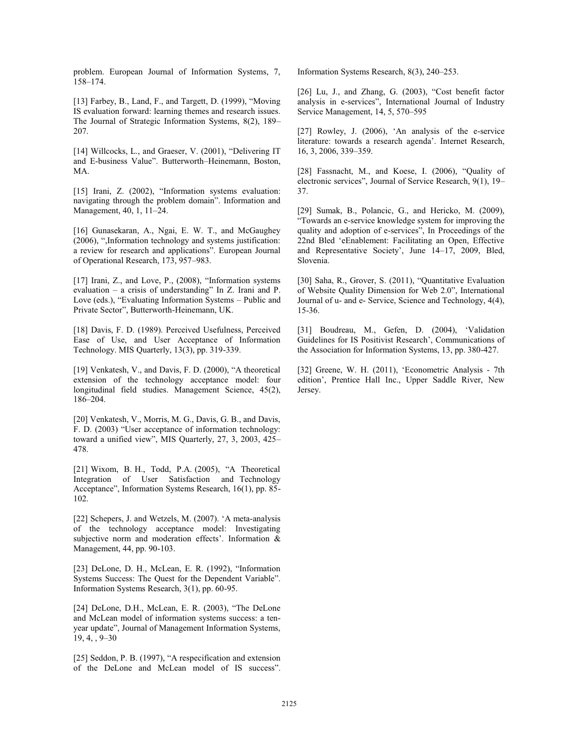problem. European Journal of Information Systems, 7, 158–174.

[13] Farbey, B., Land, F., and Targett, D. (1999), "Moving IS evaluation forward: learning themes and research issues. The Journal of Strategic Information Systems, 8(2), 189–207.

[14] Willcocks, L., and Graeser, V. (2001), "Delivering IT and E-business Value". Butterworth–Heinemann, Boston, MA.

[15] Irani, Z. (2002), "Information systems evaluation: navigating through the problem domain". Information and Management, 40, 1, 11–24.

[16] Gunasekaran, A., Ngai, E. W. T., and McGaughey (2006), ",Information technology and systems justification: a review for research and applications". European Journal of Operational Research, 173, 957–983.

[17] Irani, Z., and Love, P., (2008), "Information systems evaluation – a crisis of understanding" In Z. Irani and P. Love (eds.), "Evaluating Information Systems – Public and Private Sector", Butterworth-Heinemann, UK.

[18] Davis, F. D. (1989). Perceived Usefulness, Perceived Ease of Use, and User Acceptance of Information Technology. MIS Quarterly, 13(3), pp. 319-339.

[19] Venkatesh, V., and Davis, F. D. (2000), "A theoretical extension of the technology acceptance model: four longitudinal field studies. Management Science, 45(2), 186–204.

[20] Venkatesh, V., Morris, M. G., Davis, G. B., and Davis, F. D. (2003) "User acceptance of information technology: toward a unified view", MIS Quarterly, 27, 3, 2003, 425–478.

[21] Wixom, B. H., Todd, P.A. (2005), "A Theoretical Integration of User Satisfaction and Technology Acceptance", Information Systems Research, 16(1), pp. 85-102.

[22] Schepers, J. and Wetzels, M. (2007). 'A meta-analysis of the technology acceptance model: Investigating subjective norm and moderation effects'. Information & Management, 44, pp. 90-103.

[23] DeLone, D. H., McLean, E. R. (1992), "Information Systems Success: The Quest for the Dependent Variable". Information Systems Research, 3(1), pp. 60-95.

[24] DeLone, D.H., McLean, E. R. (2003), "The DeLone and McLean model of information systems success: a ten-year update", Journal of Management Information Systems, 19, 4, , 9–30

[25] Seddon, P. B. (1997), "A respecification and extension of the DeLone and McLean model of IS success". Information Systems Research, 8(3), 240–253.

[26] Lu, J., and Zhang, G. (2003), "Cost benefit factor analysis in e-services", International Journal of Industry Service Management, 14, 5, 570–595

[27] Rowley, J. (2006), 'An analysis of the e-service literature: towards a research agenda'. Internet Research, 16, 3, 2006, 339–359.

[28] Fassnacht, M., and Koese, I. (2006), "Quality of electronic services", Journal of Service Research, 9(1), 19–37.

[29] Sumak, B., Polancic, G., and Hericko, M. (2009), "Towards an e-service knowledge system for improving the quality and adoption of e-services", In Proceedings of the 22nd Bled 'eEnablement: Facilitating an Open, Effective and Representative Society', June 14–17, 2009, Bled, Slovenia.

[30] Saha, R., Grover, S. (2011), "Quantitative Evaluation of Website Quality Dimension for Web 2.0", International Journal of u- and e- Service, Science and Technology, 4(4), 15-36.

[31] Boudreau, M., Gefen, D. (2004), 'Validation Guidelines for IS Positivist Research', Communications of the Association for Information Systems, 13, pp. 380-427.

[32] Greene, W. H. (2011), 'Econometric Analysis - 7th edition', Prentice Hall Inc., Upper Saddle River, New Jersey.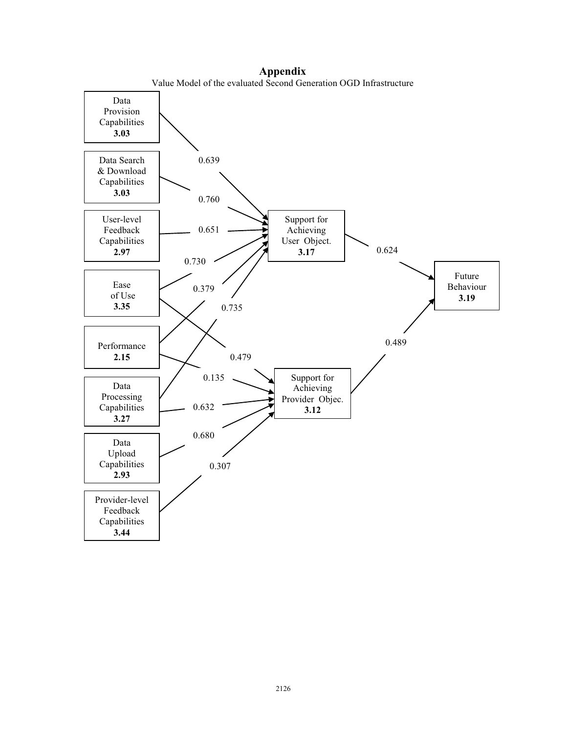# Appendix

Value Model of the evaluated Second Generation OGD Infrastructure

Data Provision Capabilities
**3.03**

Data Search & Download Capabilities
**3.03**

User-level Feedback Capabilities
**2.97**

Ease of Use
**3.35**

Performance
**2.15**

Data Processing Capabilities
**3.27**

Data Upload Capabilities
**2.93**

Provider-level Feedback Capabilities
**3.44**

Support for Achieving User Object.
**3.17**

Support for Achieving Provider Objec.
**3.12**

Future Behaviour
**3.19**

0.639

0.760

0.651

0.730

0.379

0.735

0.479

0.135

0.632

0.680

0.307

0.624

0.489